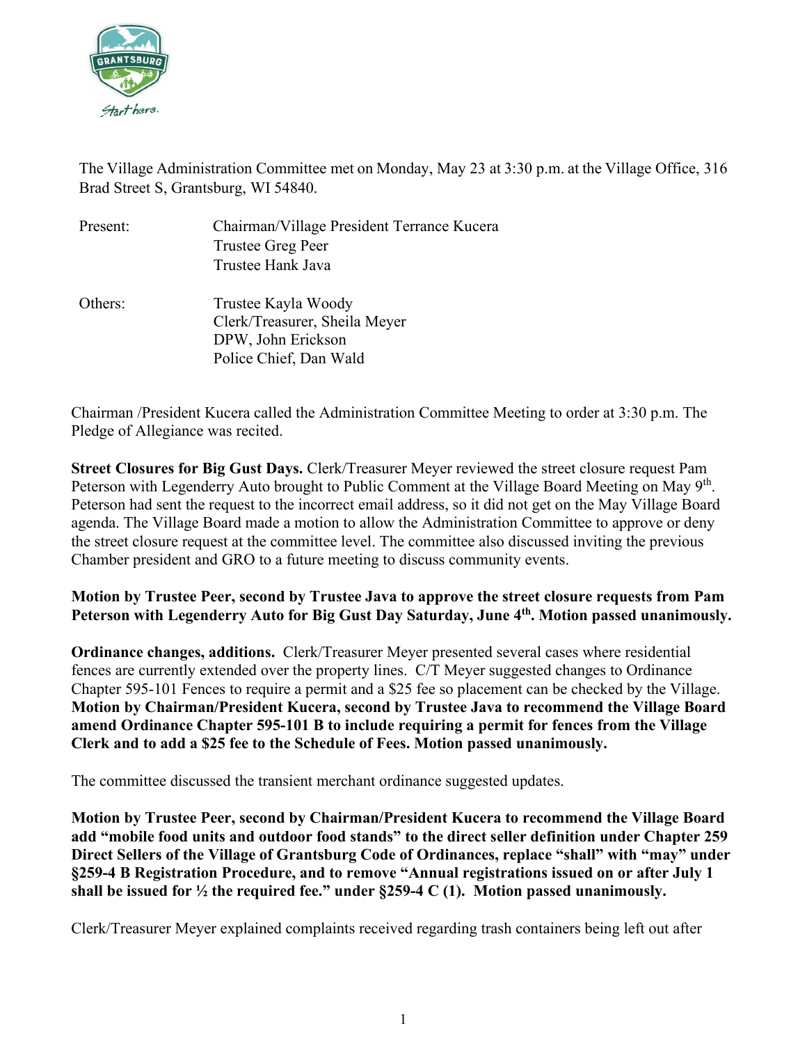The Village Administration Committee met on Monday, May 23 at 3:30 p.m. at the Village Office, 316 Brad Street S, Grantsburg, WI 54840.

Present: Chairman/Village President Terrance Kucera
Trustee Greg Peer
Trustee Hank Java

Others: Trustee Kayla Woody
Clerk/Treasurer, Sheila Meyer
DPW, John Erickson
Police Chief, Dan Wald

Chairman /President Kucera called the Administration Committee Meeting to order at 3:30 p.m. The Pledge of Allegiance was recited.

**Street Closures for Big Gust Days.** Clerk/Treasurer Meyer reviewed the street closure request Pam Peterson with Legenderry Auto brought to Public Comment at the Village Board Meeting on May 9th. Peterson had sent the request to the incorrect email address, so it did not get on the May Village Board agenda. The Village Board made a motion to allow the Administration Committee to approve or deny the street closure request at the committee level. The committee also discussed inviting the previous Chamber president and GRO to a future meeting to discuss community events.

**Motion by Trustee Peer, second by Trustee Java to approve the street closure requests from Pam Peterson with Legenderry Auto for Big Gust Day Saturday, June 4th. Motion passed unanimously.**

**Ordinance changes, additions.** Clerk/Treasurer Meyer presented several cases where residential fences are currently extended over the property lines. C/T Meyer suggested changes to Ordinance Chapter 595-101 Fences to require a permit and a $25 fee so placement can be checked by the Village. **Motion by Chairman/President Kucera, second by Trustee Java to recommend the Village Board amend Ordinance Chapter 595-101 B to include requiring a permit for fences from the Village Clerk and to add a $25 fee to the Schedule of Fees. Motion passed unanimously.**

The committee discussed the transient merchant ordinance suggested updates.

**Motion by Trustee Peer, second by Chairman/President Kucera to recommend the Village Board add "mobile food units and outdoor food stands" to the direct seller definition under Chapter 259 Direct Sellers of the Village of Grantsburg Code of Ordinances, replace "shall" with "may" under §259-4 B Registration Procedure, and to remove "Annual registrations issued on or after July 1 shall be issued for ½ the required fee." under §259-4 C (1). Motion passed unanimously.**

Clerk/Treasurer Meyer explained complaints received regarding trash containers being left out after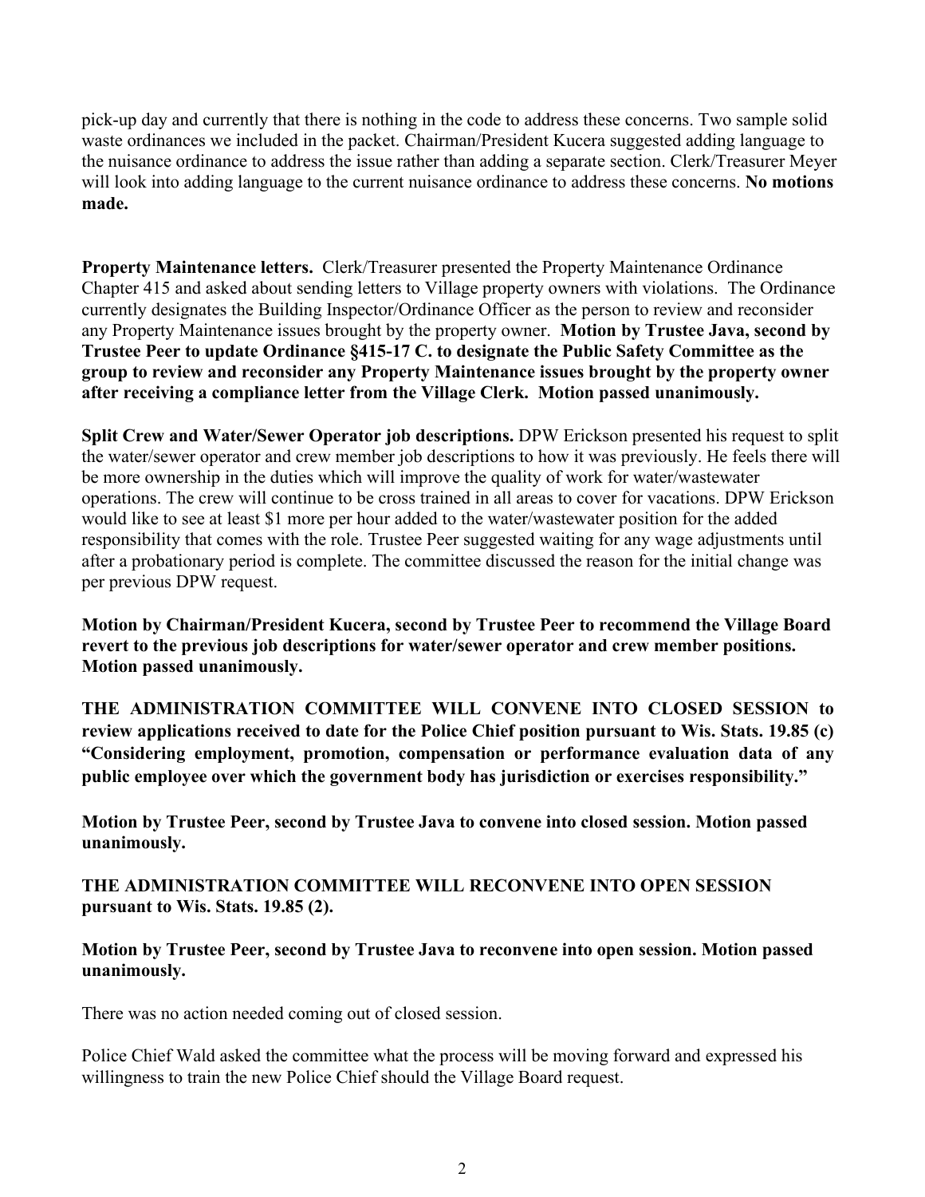pick-up day and currently that there is nothing in the code to address these concerns. Two sample solid waste ordinances we included in the packet. Chairman/President Kucera suggested adding language to the nuisance ordinance to address the issue rather than adding a separate section. Clerk/Treasurer Meyer will look into adding language to the current nuisance ordinance to address these concerns. **No motions made.**

**Property Maintenance letters.** Clerk/Treasurer presented the Property Maintenance Ordinance Chapter 415 and asked about sending letters to Village property owners with violations. The Ordinance currently designates the Building Inspector/Ordinance Officer as the person to review and reconsider any Property Maintenance issues brought by the property owner. **Motion by Trustee Java, second by Trustee Peer to update Ordinance §415-17 C. to designate the Public Safety Committee as the group to review and reconsider any Property Maintenance issues brought by the property owner after receiving a compliance letter from the Village Clerk. Motion passed unanimously.**

**Split Crew and Water/Sewer Operator job descriptions.** DPW Erickson presented his request to split the water/sewer operator and crew member job descriptions to how it was previously. He feels there will be more ownership in the duties which will improve the quality of work for water/wastewater operations. The crew will continue to be cross trained in all areas to cover for vacations. DPW Erickson would like to see at least $1 more per hour added to the water/wastewater position for the added responsibility that comes with the role. Trustee Peer suggested waiting for any wage adjustments until after a probationary period is complete. The committee discussed the reason for the initial change was per previous DPW request.

**Motion by Chairman/President Kucera, second by Trustee Peer to recommend the Village Board revert to the previous job descriptions for water/sewer operator and crew member positions. Motion passed unanimously.**

**THE ADMINISTRATION COMMITTEE WILL CONVENE INTO CLOSED SESSION to review applications received to date for the Police Chief position pursuant to Wis. Stats. 19.85 (c) "Considering employment, promotion, compensation or performance evaluation data of any public employee over which the government body has jurisdiction or exercises responsibility."**

**Motion by Trustee Peer, second by Trustee Java to convene into closed session. Motion passed unanimously.**

**THE ADMINISTRATION COMMITTEE WILL RECONVENE INTO OPEN SESSION pursuant to Wis. Stats. 19.85 (2).**

**Motion by Trustee Peer, second by Trustee Java to reconvene into open session. Motion passed unanimously.**

There was no action needed coming out of closed session.

Police Chief Wald asked the committee what the process will be moving forward and expressed his willingness to train the new Police Chief should the Village Board request.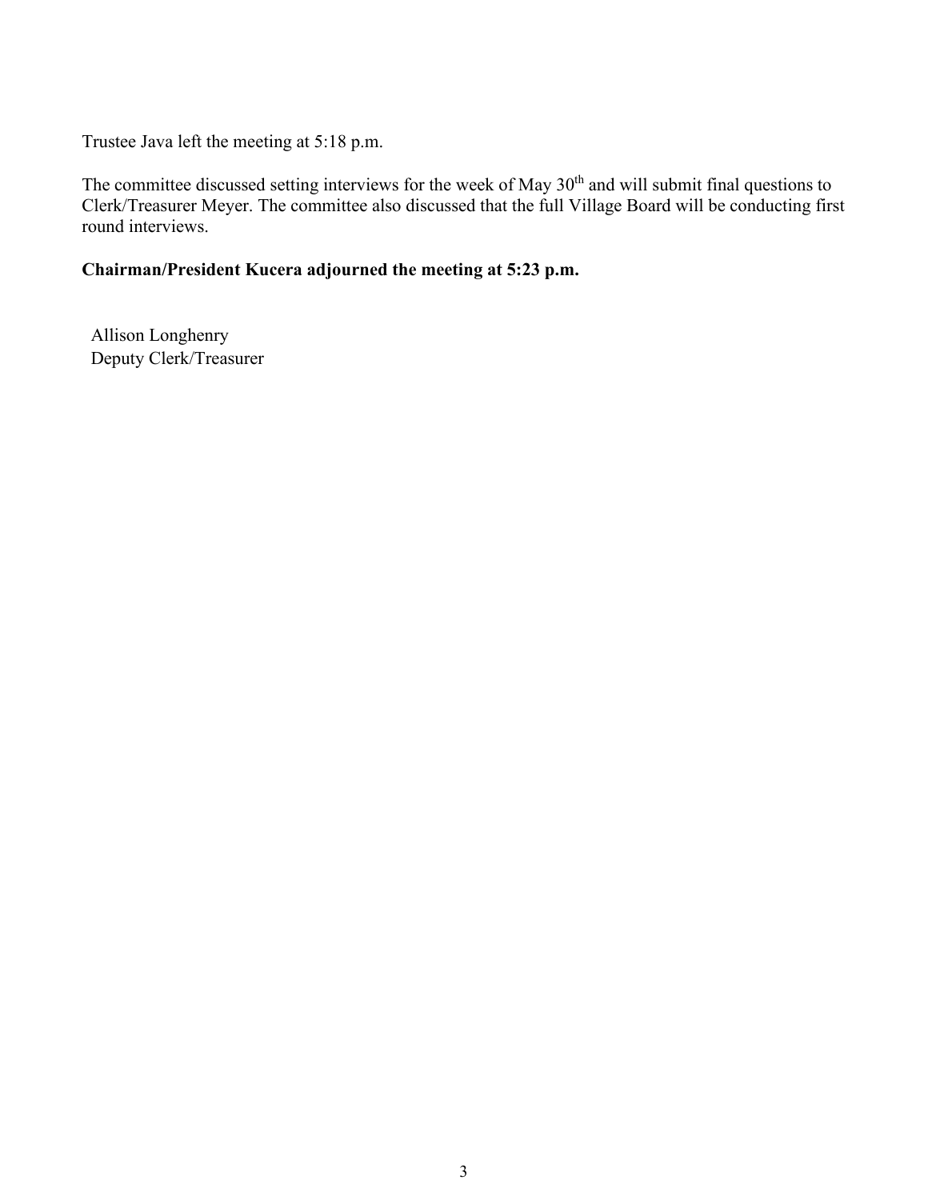Trustee Java left the meeting at 5:18 p.m.

The committee discussed setting interviews for the week of May 30th and will submit final questions to Clerk/Treasurer Meyer. The committee also discussed that the full Village Board will be conducting first round interviews.

**Chairman/President Kucera adjourned the meeting at 5:23 p.m.**

Allison Longhenry
Deputy Clerk/Treasurer